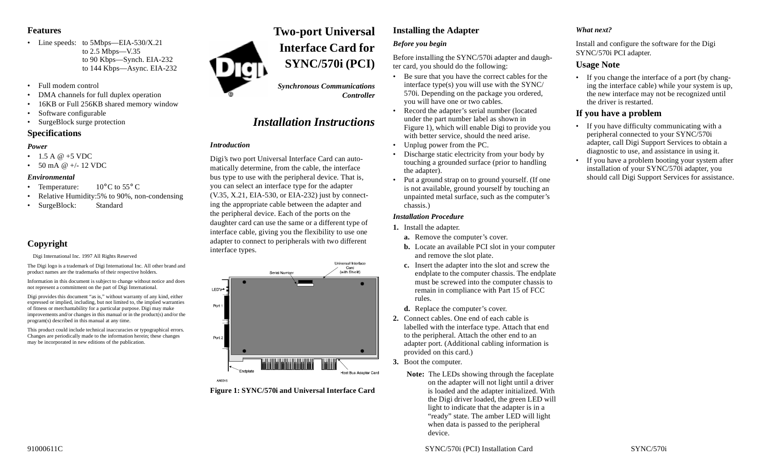# Two-port Universal Interface Card for SYNC/570i (PCI)

***Synchronous Communications Controller***

## *Installation Instructions*

## Features

- Line speeds: to 5Mbps—EIA-530/X.21
  to 2.5 Mbps—V.35
  to 90 Kbps—Synch. EIA-232
  to 144 Kbps—Async. EIA-232
- Full modem control
- DMA channels for full duplex operation
- 16KB or Full 256KB shared memory window
- Software configurable
- SurgeBlock surge protection

## Specifications

***Power***

- 1.5 A @ +5 VDC
- 50 mA @ +/- 12 VDC

***Environmental***

- Temperature: 10°C to 55° C
- Relative Humidity: 5% to 90%, non-condensing
- SurgeBlock: Standard

## Copyright

Digi International Inc. 1997 All Rights Reserved

The Digi logo is a trademark of Digi International Inc. All other brand and product names are the trademarks of their respective holders.

Information in this document is subject to change without notice and does not represent a commitment on the part of Digi International.

Digi provides this document "as is," without warranty of any kind, either expressed or implied, including, but not limited to, the implied warranties of fitness or merchantability for a particular purpose. Digi may make improvements and/or changes in this manual or in the product(s) and/or the program(s) described in this manual at any time.

This product could include technical inaccuracies or typographical errors. Changes are periodically made to the information herein; these changes may be incorporated in new editions of the publication.

***Introduction***

Digi's two port Universal Interface Card can automatically determine, from the cable, the interface bus type to use with the peripheral device. That is, you can select an interface type for the adapter (V.35, X.21, EIA-530, or EIA-232) just by connecting the appropriate cable between the adapter and the peripheral device. Each of the ports on the daughter card can use the same or a different type of interface cable, giving you the flexibility to use one adapter to connect to peripherals with two different interface types.

**Figure 1: SYNC/570i and Universal Interface Card**

## Installing the Adapter

***Before you begin***

Before installing the SYNC/570i adapter and daughter card, you should do the following:

- Be sure that you have the correct cables for the interface type(s) you will use with the SYNC/570i. Depending on the package you ordered, you will have one or two cables.
- Record the adapter's serial number (located under the part number label as shown in Figure 1), which will enable Digi to provide you with better service, should the need arise.
- Unplug power from the PC.
- Discharge static electricity from your body by touching a grounded surface (prior to handling the adapter).
- Put a ground strap on to ground yourself. (If one is not available, ground yourself by touching an unpainted metal surface, such as the computer's chassis.)

***Installation Procedure***

1. Install the adapter.
   - **a.** Remove the computer's cover.
   - **b.** Locate an available PCI slot in your computer and remove the slot plate.
   - **c.** Insert the adapter into the slot and screw the endplate to the computer chassis. The endplate must be screwed into the computer chassis to remain in compliance with Part 15 of FCC rules.
   - **d.** Replace the computer's cover.
2. Connect cables. One end of each cable is labelled with the interface type. Attach that end to the peripheral. Attach the other end to an adapter port. (Additional cabling information is provided on this card.)
3. Boot the computer.

**Note:** The LEDs showing through the faceplate on the adapter will not light until a driver is loaded and the adapter initialized. With the Digi driver loaded, the green LED will light to indicate that the adapter is in a "ready" state. The amber LED will light when data is passed to the peripheral device.

***What next?***

Install and configure the software for the Digi SYNC/570i PCI adapter.

## Usage Note

- If you change the interface of a port (by changing the interface cable) while your system is up, the new interface may not be recognized until the driver is restarted.

## If you have a problem

- If you have difficulty communicating with a peripheral connected to your SYNC/570i adapter, call Digi Support Services to obtain a diagnostic to use, and assistance in using it.
- If you have a problem booting your system after installation of your SYNC/570i adapter, you should call Digi Support Services for assistance.

91000611C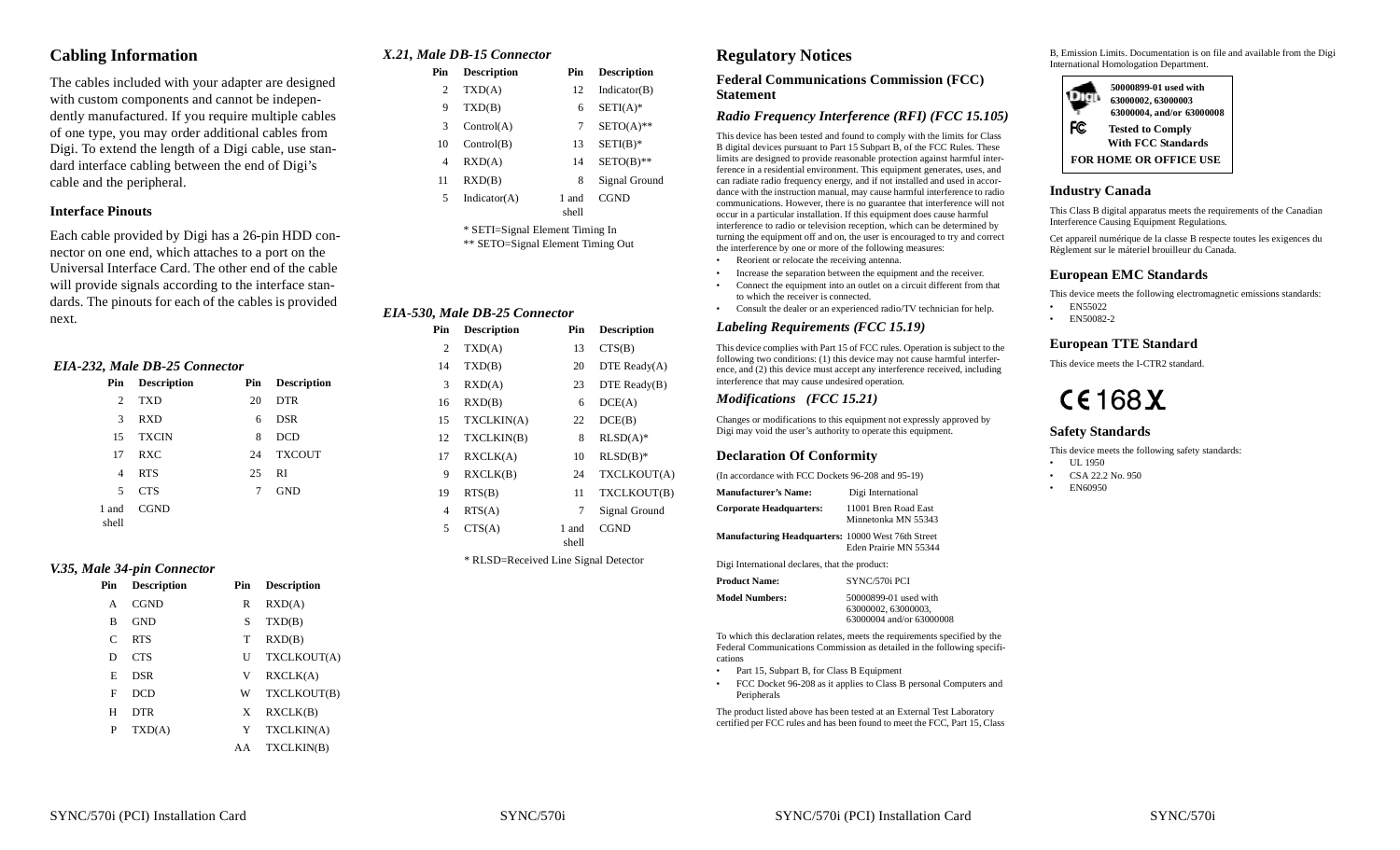## Cabling Information

The cables included with your adapter are designed with custom components and cannot be independently manufactured. If you require multiple cables of one type, you may order additional cables from Digi. To extend the length of a Digi cable, use standard interface cabling between the end of Digi's cable and the peripheral.

### Interface Pinouts

Each cable provided by Digi has a 26-pin HDD connector on one end, which attaches to a port on the Universal Interface Card. The other end of the cable will provide signals according to the interface standards. The pinouts for each of the cables is provided next.

*EIA-232, Male DB-25 Connector*

| Pin | Description | Pin | Description |
|---|---|---|---|
| 2 | TXD | 20 | DTR |
| 3 | RXD | 6 | DSR |
| 15 | TXCIN | 8 | DCD |
| 17 | RXC | 24 | TXCOUT |
| 4 | RTS | 25 | RI |
| 5 | CTS | 7 | GND |
| 1 and shell | CGND | | |

*V.35, Male 34-pin Connector*

| Pin | Description | Pin | Description |
|---|---|---|---|
| A | CGND | R | RXD(A) |
| B | GND | S | TXD(B) |
| C | RTS | T | RXD(B) |
| D | CTS | U | TXCLKOUT(A) |
| E | DSR | V | RXCLK(A) |
| F | DCD | W | TXCLKOUT(B) |
| H | DTR | X | RXCLK(B) |
| P | TXD(A) | Y | TXCLKIN(A) |
| | | AA | TXCLKIN(B) |

*X.21, Male DB-15 Connector*

| Pin | Description | Pin | Description |
|---|---|---|---|
| 2 | TXD(A) | 12 | Indicator(B) |
| 9 | TXD(B) | 6 | SETI(A)* |
| 3 | Control(A) | 7 | SETO(A)** |
| 10 | Control(B) | 13 | SETI(B)* |
| 4 | RXD(A) | 14 | SETO(B)** |
| 11 | RXD(B) | 8 | Signal Ground |
| 5 | Indicator(A) | 1 and shell | CGND |

\* SETI=Signal Element Timing In
\** SETO=Signal Element Timing Out

*EIA-530, Male DB-25 Connector*

| Pin | Description | Pin | Description |
|---|---|---|---|
| 2 | TXD(A) | 13 | CTS(B) |
| 14 | TXD(B) | 20 | DTE Ready(A) |
| 3 | RXD(A) | 23 | DTE Ready(B) |
| 16 | RXD(B) | 6 | DCE(A) |
| 15 | TXCLKIN(A) | 22 | DCE(B) |
| 12 | TXCLKIN(B) | 8 | RLSD(A)* |
| 17 | RXCLK(A) | 10 | RLSD(B)* |
| 9 | RXCLK(B) | 24 | TXCLKOUT(A) |
| 19 | RTS(B) | 11 | TXCLKOUT(B) |
| 4 | RTS(A) | 7 | Signal Ground |
| 5 | CTS(A) | 1 and shell | CGND |

\* RLSD=Received Line Signal Detector

## Regulatory Notices

### Federal Communications Commission (FCC) Statement

#### *Radio Frequency Interference (RFI) (FCC 15.105)*

This device has been tested and found to comply with the limits for Class B digital devices pursuant to Part 15 Subpart B, of the FCC Rules. These limits are designed to provide reasonable protection against harmful interference in a residential environment. This equipment generates, uses, and can radiate radio frequency energy, and if not installed and used in accordance with the instruction manual, may cause harmful interference to radio communications. However, there is no guarantee that interference will not occur in a particular installation. If this equipment does cause harmful interference to radio or television reception, which can be determined by turning the equipment off and on, the user is encouraged to try and correct the interference by one or more of the following measures:

- Reorient or relocate the receiving antenna.
- Increase the separation between the equipment and the receiver.
- Connect the equipment into an outlet on a circuit different from that to which the receiver is connected.
- Consult the dealer or an experienced radio/TV technician for help.

#### *Labeling Requirements (FCC 15.19)*

This device complies with Part 15 of FCC rules. Operation is subject to the following two conditions: (1) this device may not cause harmful interference, and (2) this device must accept any interference received, including interference that may cause undesired operation.

#### *Modifications (FCC 15.21)*

Changes or modifications to this equipment not expressly approved by Digi may void the user's authority to operate this equipment.

### Declaration Of Conformity

(In accordance with FCC Dockets 96-208 and 95-19)

| | |
|---|---|
| **Manufacturer's Name:** | Digi International |
| **Corporate Headquarters:** | 11001 Bren Road East Minnetonka MN 55343 |
| **Manufacturing Headquarters:** | 10000 West 76th Street Eden Prairie MN 55344 |

Digi International declares, that the product:

| | |
|---|---|
| **Product Name:** | SYNC/570i PCI |
| **Model Numbers:** | 50000899-01 used with 63000002, 63000003, 63000004 and/or 63000008 |

To which this declaration relates, meets the requirements specified by the Federal Communications Commission as detailed in the following specifications

- Part 15, Subpart B, for Class B Equipment
- FCC Docket 96-208 as it applies to Class B personal Computers and Peripherals

The product listed above has been tested at an External Test Laboratory certified per FCC rules and has been found to meet the FCC, Part 15, Class B, Emission Limits. Documentation is on file and available from the Digi International Homologation Department.

**50000899-01 used with 63000002, 63000003 63000004, and/or 63000008**
**Tested to Comply With FCC Standards**
**FOR HOME OR OFFICE USE**

### Industry Canada

This Class B digital apparatus meets the requirements of the Canadian Interference Causing Equipment Regulations.

Cet appareil numérique de la classe B respecte toutes les exigences du Règlement sur le matériel brouilleur du Canada.

### European EMC Standards

This device meets the following electromagnetic emissions standards:

- EN55022
- EN50082-2

### European TTE Standard

This device meets the I-CTR2 standard.

CE 168 X

### Safety Standards

This device meets the following safety standards:

- UL 1950
- CSA 22.2 No. 950
- EN60950